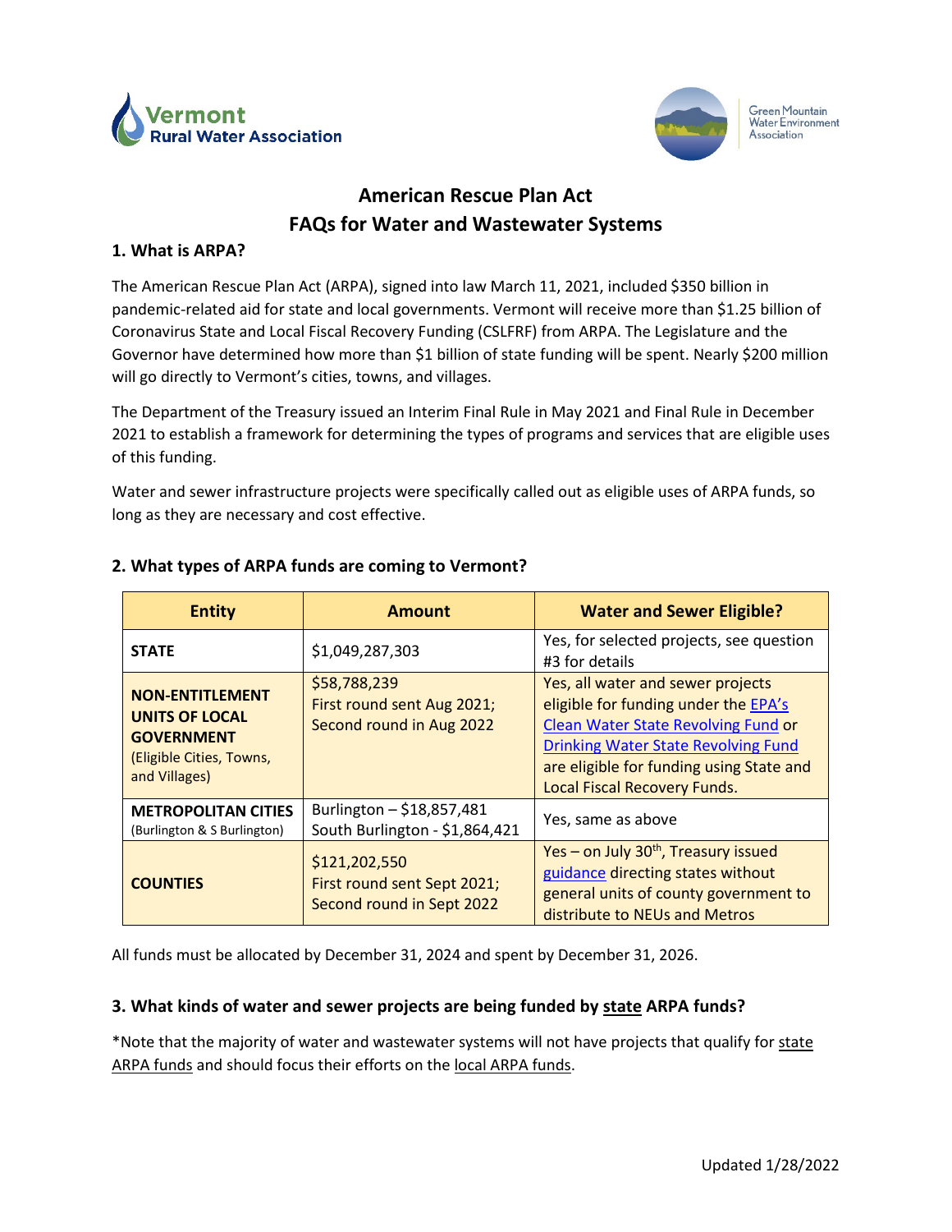Vermont Rural Water Association

Green Mountain Water Environment Association

# American Rescue Plan Act
# FAQs for Water and Wastewater Systems

## 1. What is ARPA?

The American Rescue Plan Act (ARPA), signed into law March 11, 2021, included $350 billion in pandemic-related aid for state and local governments. Vermont will receive more than $1.25 billion of Coronavirus State and Local Fiscal Recovery Funding (CSLFRF) from ARPA. The Legislature and the Governor have determined how more than $1 billion of state funding will be spent. Nearly $200 million will go directly to Vermont's cities, towns, and villages.

The Department of the Treasury issued an Interim Final Rule in May 2021 and Final Rule in December 2021 to establish a framework for determining the types of programs and services that are eligible uses of this funding.

Water and sewer infrastructure projects were specifically called out as eligible uses of ARPA funds, so long as they are necessary and cost effective.

## 2. What types of ARPA funds are coming to Vermont?

| Entity | Amount | Water and Sewer Eligible? |
|---|---|---|
| **STATE** | $1,049,287,303 | Yes, for selected projects, see question #3 for details |
| **NON-ENTITLEMENT UNITS OF LOCAL GOVERNMENT** (Eligible Cities, Towns, and Villages) | $58,788,239 First round sent Aug 2021; Second round in Aug 2022 | Yes, all water and sewer projects eligible for funding under the EPA's Clean Water State Revolving Fund or Drinking Water State Revolving Fund are eligible for funding using State and Local Fiscal Recovery Funds. |
| **METROPOLITAN CITIES** (Burlington & S Burlington) | Burlington – $18,857,481 South Burlington - $1,864,421 | Yes, same as above |
| **COUNTIES** | $121,202,550 First round sent Sept 2021; Second round in Sept 2022 | Yes – on July 30th, Treasury issued guidance directing states without general units of county government to distribute to NEUs and Metros |

All funds must be allocated by December 31, 2024 and spent by December 31, 2026.

## 3. What kinds of water and sewer projects are being funded by state ARPA funds?

*Note that the majority of water and wastewater systems will not have projects that qualify for state ARPA funds and should focus their efforts on the local ARPA funds.

Updated 1/28/2022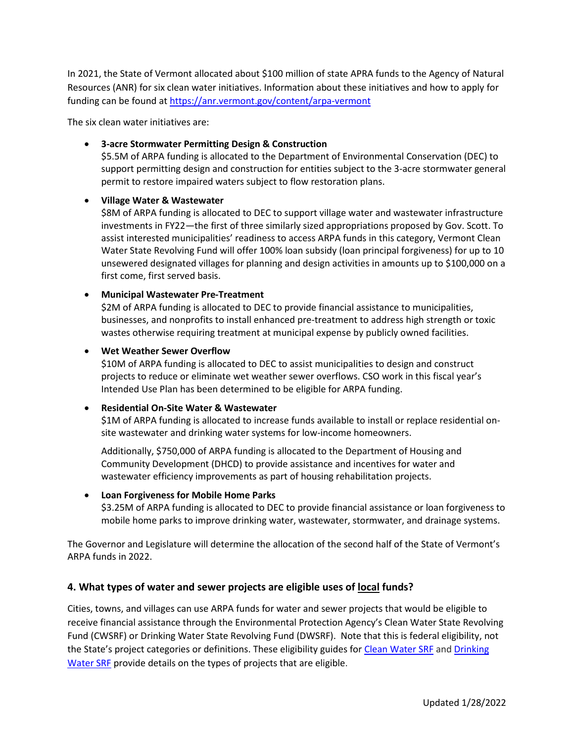In 2021, the State of Vermont allocated about $100 million of state APRA funds to the Agency of Natural Resources (ANR) for six clean water initiatives. Information about these initiatives and how to apply for funding can be found at [https://anr.vermont.gov/content/arpa-vermont](https://anr.vermont.gov/content/arpa-vermont)

The six clean water initiatives are:

- **3-acre Stormwater Permitting Design & Construction**
  $5.5M of ARPA funding is allocated to the Department of Environmental Conservation (DEC) to support permitting design and construction for entities subject to the 3-acre stormwater general permit to restore impaired waters subject to flow restoration plans.

- **Village Water & Wastewater**
  $8M of ARPA funding is allocated to DEC to support village water and wastewater infrastructure investments in FY22—the first of three similarly sized appropriations proposed by Gov. Scott. To assist interested municipalities' readiness to access ARPA funds in this category, Vermont Clean Water State Revolving Fund will offer 100% loan subsidy (loan principal forgiveness) for up to 10 unsewered designated villages for planning and design activities in amounts up to $100,000 on a first come, first served basis.

- **Municipal Wastewater Pre-Treatment**
  $2M of ARPA funding is allocated to DEC to provide financial assistance to municipalities, businesses, and nonprofits to install enhanced pre-treatment to address high strength or toxic wastes otherwise requiring treatment at municipal expense by publicly owned facilities.

- **Wet Weather Sewer Overflow**
  $10M of ARPA funding is allocated to DEC to assist municipalities to design and construct projects to reduce or eliminate wet weather sewer overflows. CSO work in this fiscal year's Intended Use Plan has been determined to be eligible for ARPA funding.

- **Residential On-Site Water & Wastewater**
  $1M of ARPA funding is allocated to increase funds available to install or replace residential on-site wastewater and drinking water systems for low-income homeowners.

  Additionally, $750,000 of ARPA funding is allocated to the Department of Housing and Community Development (DHCD) to provide assistance and incentives for water and wastewater efficiency improvements as part of housing rehabilitation projects.

- **Loan Forgiveness for Mobile Home Parks**
  $3.25M of ARPA funding is allocated to DEC to provide financial assistance or loan forgiveness to mobile home parks to improve drinking water, wastewater, stormwater, and drainage systems.

The Governor and Legislature will determine the allocation of the second half of the State of Vermont's ARPA funds in 2022.

### 4. What types of water and sewer projects are eligible uses of <u>local</u> funds?

Cities, towns, and villages can use ARPA funds for water and sewer projects that would be eligible to receive financial assistance through the Environmental Protection Agency's Clean Water State Revolving Fund (CWSRF) or Drinking Water State Revolving Fund (DWSRF). Note that this is federal eligibility, not the State's project categories or definitions. These eligibility guides for Clean Water SRF and Drinking Water SRF provide details on the types of projects that are eligible.

Updated 1/28/2022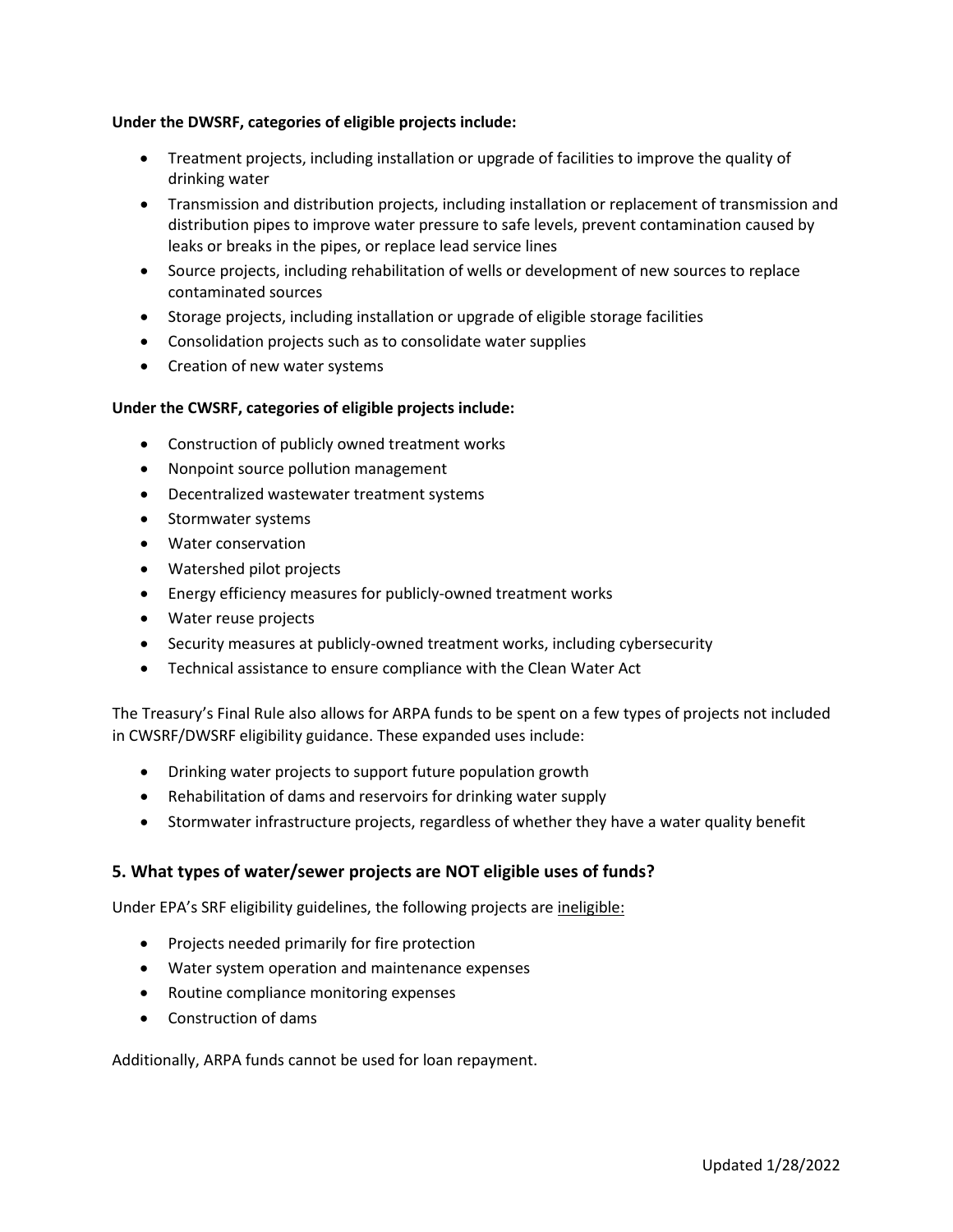**Under the DWSRF, categories of eligible projects include:**

- Treatment projects, including installation or upgrade of facilities to improve the quality of drinking water
- Transmission and distribution projects, including installation or replacement of transmission and distribution pipes to improve water pressure to safe levels, prevent contamination caused by leaks or breaks in the pipes, or replace lead service lines
- Source projects, including rehabilitation of wells or development of new sources to replace contaminated sources
- Storage projects, including installation or upgrade of eligible storage facilities
- Consolidation projects such as to consolidate water supplies
- Creation of new water systems

**Under the CWSRF, categories of eligible projects include:**

- Construction of publicly owned treatment works
- Nonpoint source pollution management
- Decentralized wastewater treatment systems
- Stormwater systems
- Water conservation
- Watershed pilot projects
- Energy efficiency measures for publicly-owned treatment works
- Water reuse projects
- Security measures at publicly-owned treatment works, including cybersecurity
- Technical assistance to ensure compliance with the Clean Water Act

The Treasury's Final Rule also allows for ARPA funds to be spent on a few types of projects not included in CWSRF/DWSRF eligibility guidance. These expanded uses include:

- Drinking water projects to support future population growth
- Rehabilitation of dams and reservoirs for drinking water supply
- Stormwater infrastructure projects, regardless of whether they have a water quality benefit

## 5. What types of water/sewer projects are NOT eligible uses of funds?

Under EPA's SRF eligibility guidelines, the following projects are <u>ineligible:</u>

- Projects needed primarily for fire protection
- Water system operation and maintenance expenses
- Routine compliance monitoring expenses
- Construction of dams

Additionally, ARPA funds cannot be used for loan repayment.

Updated 1/28/2022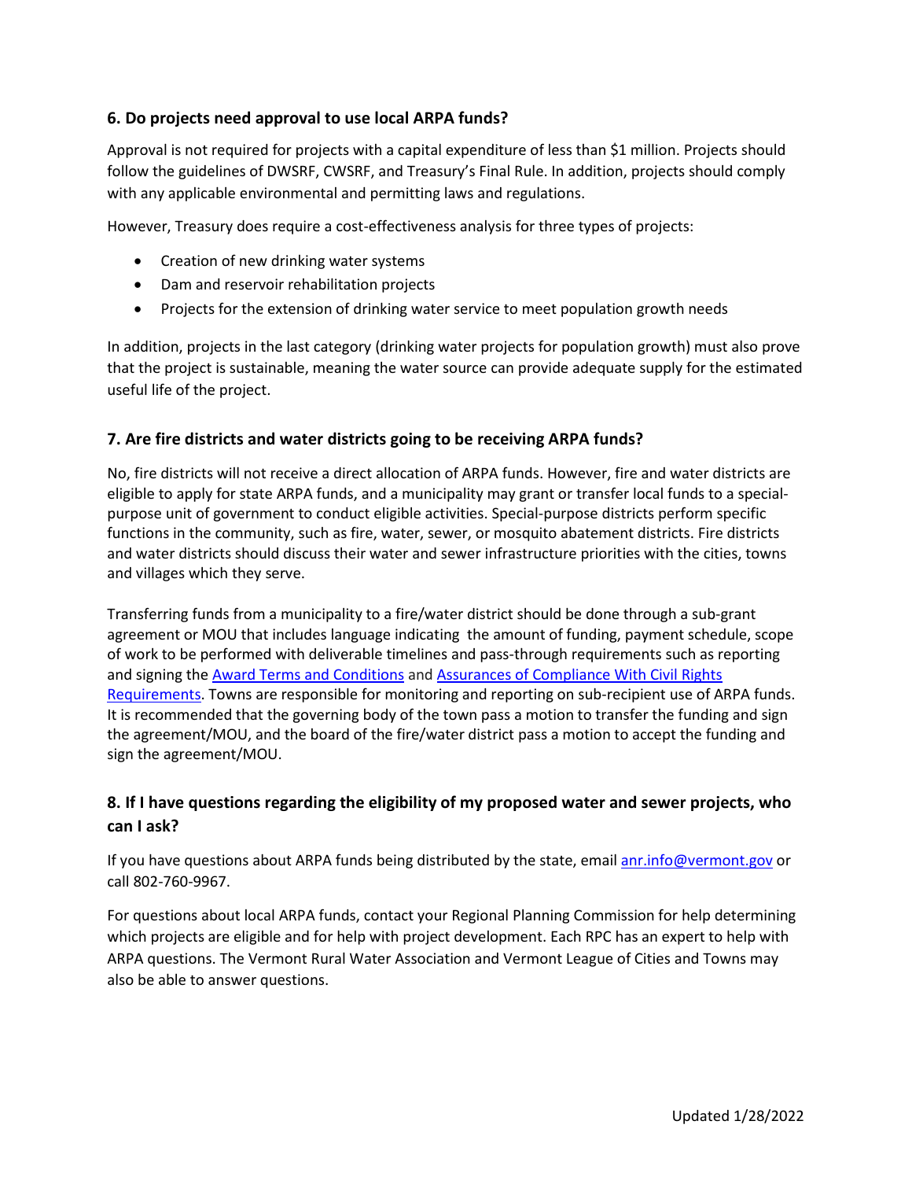### 6. Do projects need approval to use local ARPA funds?

Approval is not required for projects with a capital expenditure of less than $1 million. Projects should follow the guidelines of DWSRF, CWSRF, and Treasury's Final Rule. In addition, projects should comply with any applicable environmental and permitting laws and regulations.

However, Treasury does require a cost-effectiveness analysis for three types of projects:

- Creation of new drinking water systems
- Dam and reservoir rehabilitation projects
- Projects for the extension of drinking water service to meet population growth needs

In addition, projects in the last category (drinking water projects for population growth) must also prove that the project is sustainable, meaning the water source can provide adequate supply for the estimated useful life of the project.

### 7. Are fire districts and water districts going to be receiving ARPA funds?

No, fire districts will not receive a direct allocation of ARPA funds. However, fire and water districts are eligible to apply for state ARPA funds, and a municipality may grant or transfer local funds to a special-purpose unit of government to conduct eligible activities. Special-purpose districts perform specific functions in the community, such as fire, water, sewer, or mosquito abatement districts. Fire districts and water districts should discuss their water and sewer infrastructure priorities with the cities, towns and villages which they serve.

Transferring funds from a municipality to a fire/water district should be done through a sub-grant agreement or MOU that includes language indicating the amount of funding, payment schedule, scope of work to be performed with deliverable timelines and pass-through requirements such as reporting and signing the Award Terms and Conditions and Assurances of Compliance With Civil Rights Requirements. Towns are responsible for monitoring and reporting on sub-recipient use of ARPA funds. It is recommended that the governing body of the town pass a motion to transfer the funding and sign the agreement/MOU, and the board of the fire/water district pass a motion to accept the funding and sign the agreement/MOU.

### 8. If I have questions regarding the eligibility of my proposed water and sewer projects, who can I ask?

If you have questions about ARPA funds being distributed by the state, email anr.info@vermont.gov or call 802-760-9967.

For questions about local ARPA funds, contact your Regional Planning Commission for help determining which projects are eligible and for help with project development. Each RPC has an expert to help with ARPA questions. The Vermont Rural Water Association and Vermont League of Cities and Towns may also be able to answer questions.

Updated 1/28/2022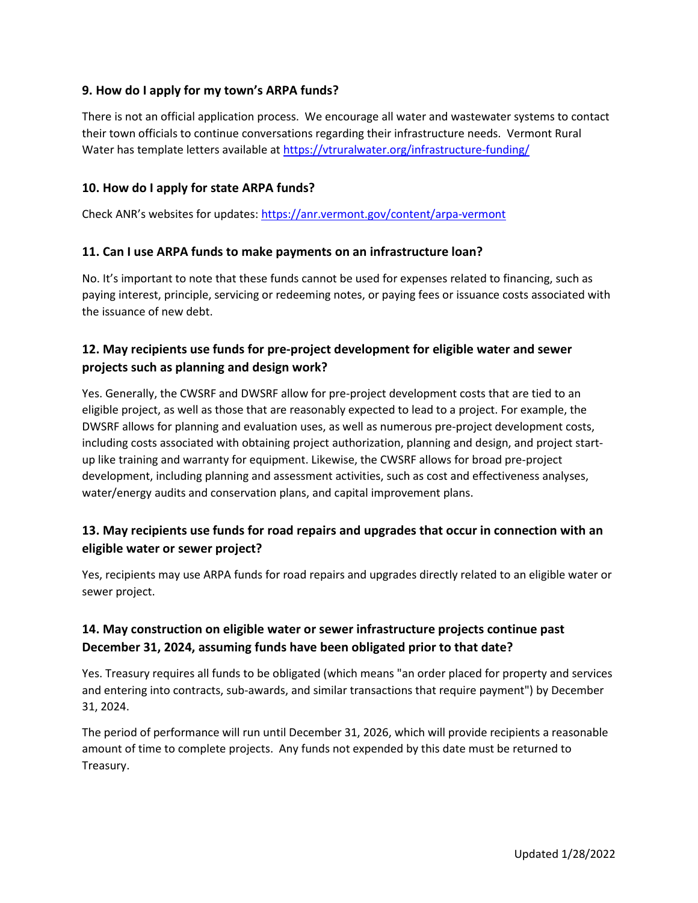### 9. How do I apply for my town's ARPA funds?

There is not an official application process. We encourage all water and wastewater systems to contact their town officials to continue conversations regarding their infrastructure needs. Vermont Rural Water has template letters available at [https://vtruralwater.org/infrastructure-funding/](https://vtruralwater.org/infrastructure-funding/)

### 10. How do I apply for state ARPA funds?

Check ANR's websites for updates: [https://anr.vermont.gov/content/arpa-vermont](https://anr.vermont.gov/content/arpa-vermont)

### 11. Can I use ARPA funds to make payments on an infrastructure loan?

No. It's important to note that these funds cannot be used for expenses related to financing, such as paying interest, principle, servicing or redeeming notes, or paying fees or issuance costs associated with the issuance of new debt.

### 12. May recipients use funds for pre-project development for eligible water and sewer projects such as planning and design work?

Yes. Generally, the CWSRF and DWSRF allow for pre-project development costs that are tied to an eligible project, as well as those that are reasonably expected to lead to a project. For example, the DWSRF allows for planning and evaluation uses, as well as numerous pre-project development costs, including costs associated with obtaining project authorization, planning and design, and project start-up like training and warranty for equipment. Likewise, the CWSRF allows for broad pre-project development, including planning and assessment activities, such as cost and effectiveness analyses, water/energy audits and conservation plans, and capital improvement plans.

### 13. May recipients use funds for road repairs and upgrades that occur in connection with an eligible water or sewer project?

Yes, recipients may use ARPA funds for road repairs and upgrades directly related to an eligible water or sewer project.

### 14. May construction on eligible water or sewer infrastructure projects continue past December 31, 2024, assuming funds have been obligated prior to that date?

Yes. Treasury requires all funds to be obligated (which means "an order placed for property and services and entering into contracts, sub-awards, and similar transactions that require payment") by December 31, 2024.

The period of performance will run until December 31, 2026, which will provide recipients a reasonable amount of time to complete projects. Any funds not expended by this date must be returned to Treasury.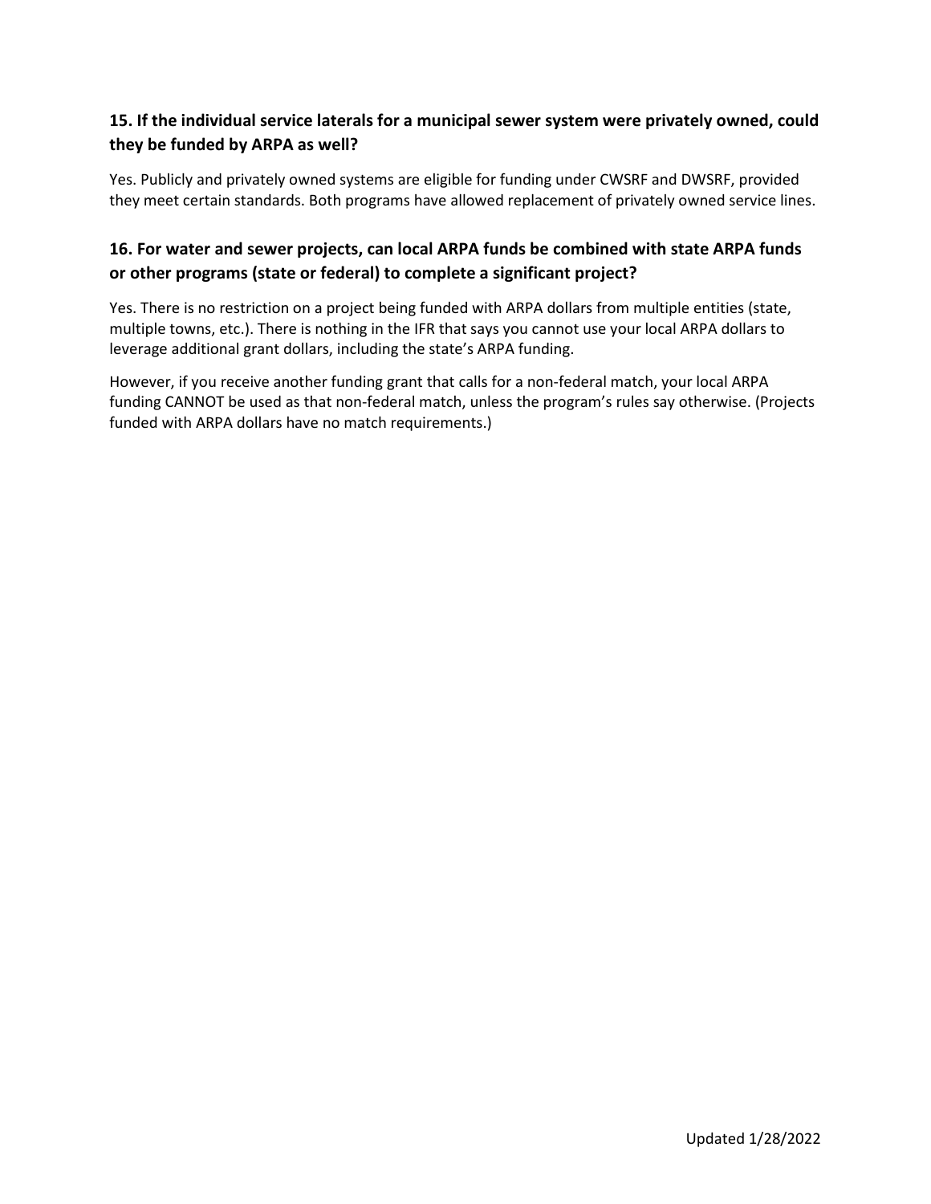### 15. If the individual service laterals for a municipal sewer system were privately owned, could they be funded by ARPA as well?

Yes. Publicly and privately owned systems are eligible for funding under CWSRF and DWSRF, provided they meet certain standards. Both programs have allowed replacement of privately owned service lines.

### 16. For water and sewer projects, can local ARPA funds be combined with state ARPA funds or other programs (state or federal) to complete a significant project?

Yes. There is no restriction on a project being funded with ARPA dollars from multiple entities (state, multiple towns, etc.). There is nothing in the IFR that says you cannot use your local ARPA dollars to leverage additional grant dollars, including the state's ARPA funding.

However, if you receive another funding grant that calls for a non-federal match, your local ARPA funding CANNOT be used as that non-federal match, unless the program's rules say otherwise. (Projects funded with ARPA dollars have no match requirements.)

Updated 1/28/2022